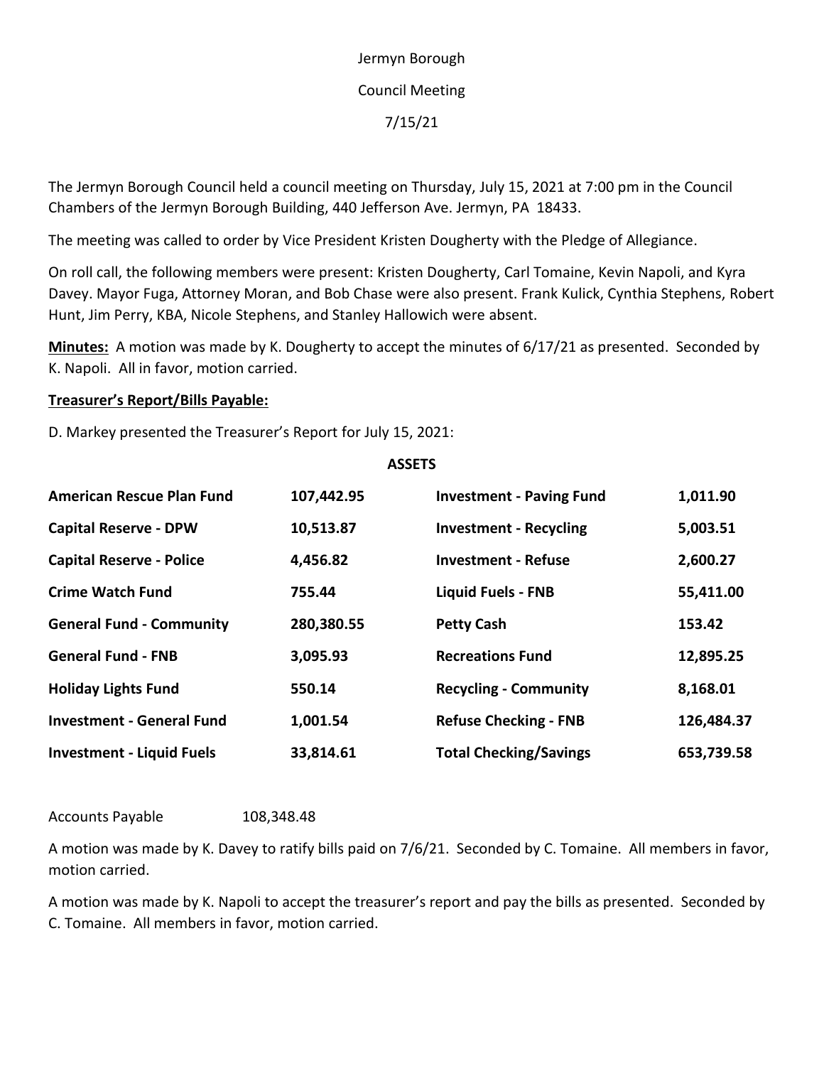Jermyn Borough

Council Meeting

7/15/21

The Jermyn Borough Council held a council meeting on Thursday, July 15, 2021 at 7:00 pm in the Council Chambers of the Jermyn Borough Building, 440 Jefferson Ave. Jermyn, PA 18433.

The meeting was called to order by Vice President Kristen Dougherty with the Pledge of Allegiance.

On roll call, the following members were present: Kristen Dougherty, Carl Tomaine, Kevin Napoli, and Kyra Davey. Mayor Fuga, Attorney Moran, and Bob Chase were also present. Frank Kulick, Cynthia Stephens, Robert Hunt, Jim Perry, KBA, Nicole Stephens, and Stanley Hallowich were absent.

**Minutes:** A motion was made by K. Dougherty to accept the minutes of 6/17/21 as presented. Seconded by K. Napoli. All in favor, motion carried.

**Treasurer's Report/Bills Payable:**

D. Markey presented the Treasurer's Report for July 15, 2021:

**ASSETS**

| | | | |
|---|---|---|---|
| **American Rescue Plan Fund** | **107,442.95** | **Investment - Paving Fund** | **1,011.90** |
| **Capital Reserve - DPW** | **10,513.87** | **Investment - Recycling** | **5,003.51** |
| **Capital Reserve - Police** | **4,456.82** | **Investment - Refuse** | **2,600.27** |
| **Crime Watch Fund** | **755.44** | **Liquid Fuels - FNB** | **55,411.00** |
| **General Fund - Community** | **280,380.55** | **Petty Cash** | **153.42** |
| **General Fund - FNB** | **3,095.93** | **Recreations Fund** | **12,895.25** |
| **Holiday Lights Fund** | **550.14** | **Recycling - Community** | **8,168.01** |
| **Investment - General Fund** | **1,001.54** | **Refuse Checking - FNB** | **126,484.37** |
| **Investment - Liquid Fuels** | **33,814.61** | **Total Checking/Savings** | **653,739.58** |

Accounts Payable 108,348.48

A motion was made by K. Davey to ratify bills paid on 7/6/21. Seconded by C. Tomaine. All members in favor, motion carried.

A motion was made by K. Napoli to accept the treasurer's report and pay the bills as presented. Seconded by C. Tomaine. All members in favor, motion carried.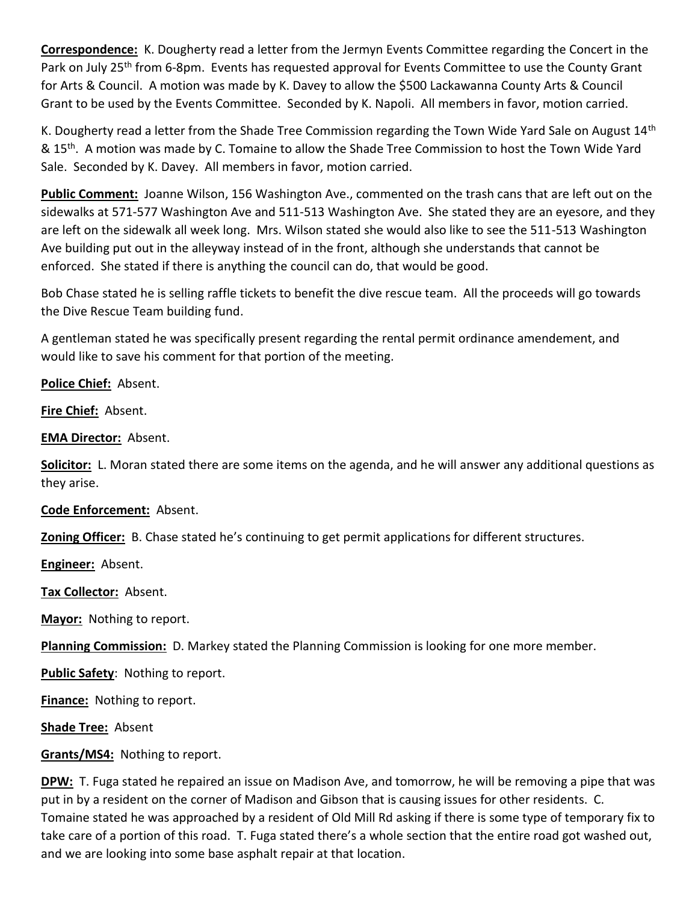**Correspondence:** K. Dougherty read a letter from the Jermyn Events Committee regarding the Concert in the Park on July 25th from 6-8pm. Events has requested approval for Events Committee to use the County Grant for Arts & Council. A motion was made by K. Davey to allow the $500 Lackawanna County Arts & Council Grant to be used by the Events Committee. Seconded by K. Napoli. All members in favor, motion carried.

K. Dougherty read a letter from the Shade Tree Commission regarding the Town Wide Yard Sale on August 14th & 15th. A motion was made by C. Tomaine to allow the Shade Tree Commission to host the Town Wide Yard Sale. Seconded by K. Davey. All members in favor, motion carried.

**Public Comment:** Joanne Wilson, 156 Washington Ave., commented on the trash cans that are left out on the sidewalks at 571-577 Washington Ave and 511-513 Washington Ave. She stated they are an eyesore, and they are left on the sidewalk all week long. Mrs. Wilson stated she would also like to see the 511-513 Washington Ave building put out in the alleyway instead of in the front, although she understands that cannot be enforced. She stated if there is anything the council can do, that would be good.

Bob Chase stated he is selling raffle tickets to benefit the dive rescue team. All the proceeds will go towards the Dive Rescue Team building fund.

A gentleman stated he was specifically present regarding the rental permit ordinance amendement, and would like to save his comment for that portion of the meeting.

**Police Chief:** Absent.

**Fire Chief:** Absent.

**EMA Director:** Absent.

**Solicitor:** L. Moran stated there are some items on the agenda, and he will answer any additional questions as they arise.

**Code Enforcement:** Absent.

**Zoning Officer:** B. Chase stated he's continuing to get permit applications for different structures.

**Engineer:** Absent.

**Tax Collector:** Absent.

**Mayor:** Nothing to report.

**Planning Commission:** D. Markey stated the Planning Commission is looking for one more member.

**Public Safety**: Nothing to report.

**Finance:** Nothing to report.

**Shade Tree:** Absent

**Grants/MS4:** Nothing to report.

**DPW:** T. Fuga stated he repaired an issue on Madison Ave, and tomorrow, he will be removing a pipe that was put in by a resident on the corner of Madison and Gibson that is causing issues for other residents. C. Tomaine stated he was approached by a resident of Old Mill Rd asking if there is some type of temporary fix to take care of a portion of this road. T. Fuga stated there's a whole section that the entire road got washed out, and we are looking into some base asphalt repair at that location.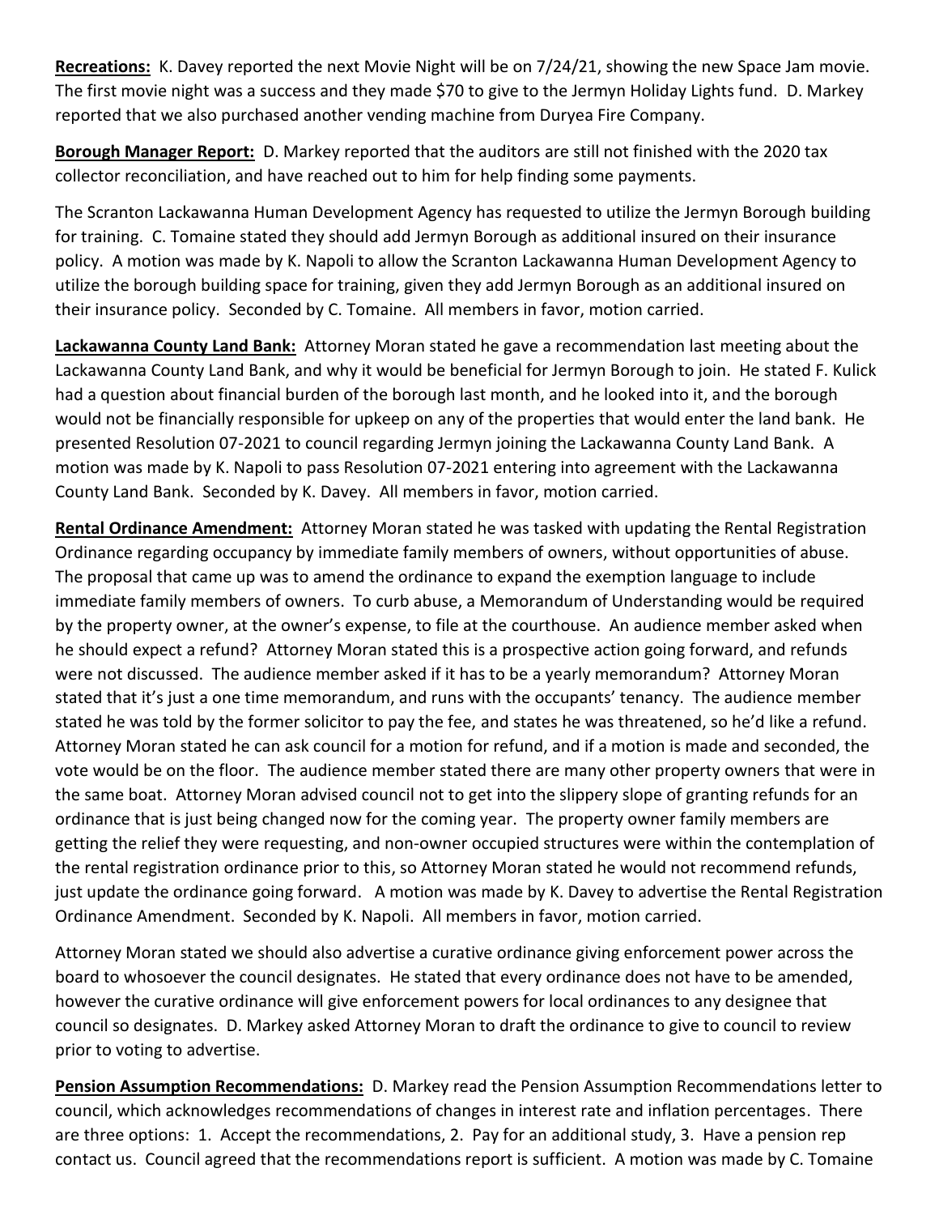**Recreations:** K. Davey reported the next Movie Night will be on 7/24/21, showing the new Space Jam movie. The first movie night was a success and they made $70 to give to the Jermyn Holiday Lights fund. D. Markey reported that we also purchased another vending machine from Duryea Fire Company.

**Borough Manager Report:** D. Markey reported that the auditors are still not finished with the 2020 tax collector reconciliation, and have reached out to him for help finding some payments.

The Scranton Lackawanna Human Development Agency has requested to utilize the Jermyn Borough building for training. C. Tomaine stated they should add Jermyn Borough as additional insured on their insurance policy. A motion was made by K. Napoli to allow the Scranton Lackawanna Human Development Agency to utilize the borough building space for training, given they add Jermyn Borough as an additional insured on their insurance policy. Seconded by C. Tomaine. All members in favor, motion carried.

**Lackawanna County Land Bank:** Attorney Moran stated he gave a recommendation last meeting about the Lackawanna County Land Bank, and why it would be beneficial for Jermyn Borough to join. He stated F. Kulick had a question about financial burden of the borough last month, and he looked into it, and the borough would not be financially responsible for upkeep on any of the properties that would enter the land bank. He presented Resolution 07-2021 to council regarding Jermyn joining the Lackawanna County Land Bank. A motion was made by K. Napoli to pass Resolution 07-2021 entering into agreement with the Lackawanna County Land Bank. Seconded by K. Davey. All members in favor, motion carried.

**Rental Ordinance Amendment:** Attorney Moran stated he was tasked with updating the Rental Registration Ordinance regarding occupancy by immediate family members of owners, without opportunities of abuse. The proposal that came up was to amend the ordinance to expand the exemption language to include immediate family members of owners. To curb abuse, a Memorandum of Understanding would be required by the property owner, at the owner's expense, to file at the courthouse. An audience member asked when he should expect a refund? Attorney Moran stated this is a prospective action going forward, and refunds were not discussed. The audience member asked if it has to be a yearly memorandum? Attorney Moran stated that it's just a one time memorandum, and runs with the occupants' tenancy. The audience member stated he was told by the former solicitor to pay the fee, and states he was threatened, so he'd like a refund. Attorney Moran stated he can ask council for a motion for refund, and if a motion is made and seconded, the vote would be on the floor. The audience member stated there are many other property owners that were in the same boat. Attorney Moran advised council not to get into the slippery slope of granting refunds for an ordinance that is just being changed now for the coming year. The property owner family members are getting the relief they were requesting, and non-owner occupied structures were within the contemplation of the rental registration ordinance prior to this, so Attorney Moran stated he would not recommend refunds, just update the ordinance going forward. A motion was made by K. Davey to advertise the Rental Registration Ordinance Amendment. Seconded by K. Napoli. All members in favor, motion carried.

Attorney Moran stated we should also advertise a curative ordinance giving enforcement power across the board to whosoever the council designates. He stated that every ordinance does not have to be amended, however the curative ordinance will give enforcement powers for local ordinances to any designee that council so designates. D. Markey asked Attorney Moran to draft the ordinance to give to council to review prior to voting to advertise.

**Pension Assumption Recommendations:** D. Markey read the Pension Assumption Recommendations letter to council, which acknowledges recommendations of changes in interest rate and inflation percentages. There are three options: 1. Accept the recommendations, 2. Pay for an additional study, 3. Have a pension rep contact us. Council agreed that the recommendations report is sufficient. A motion was made by C. Tomaine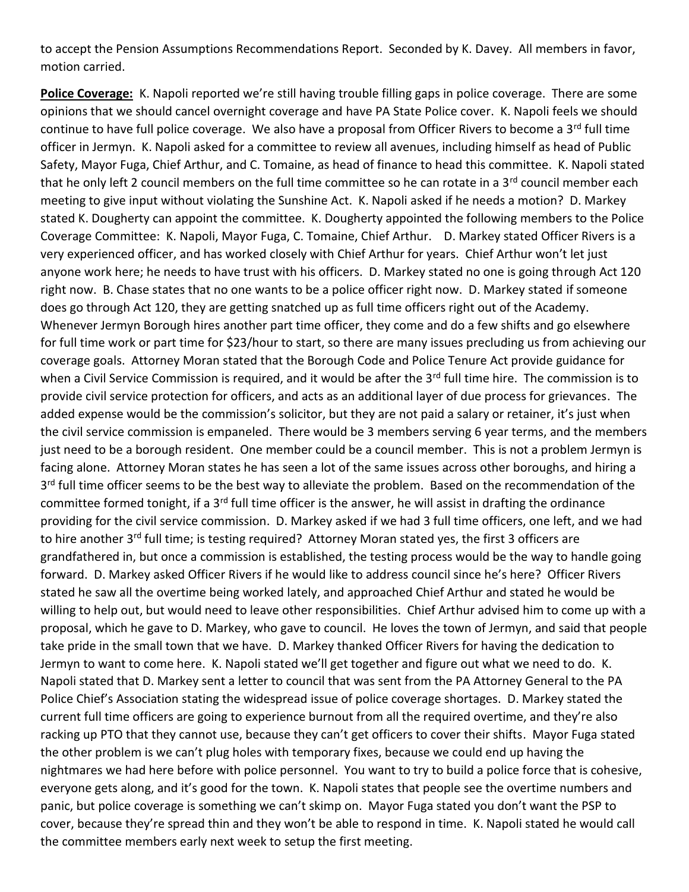to accept the Pension Assumptions Recommendations Report. Seconded by K. Davey. All members in favor, motion carried.

**Police Coverage:** K. Napoli reported we're still having trouble filling gaps in police coverage. There are some opinions that we should cancel overnight coverage and have PA State Police cover. K. Napoli feels we should continue to have full police coverage. We also have a proposal from Officer Rivers to become a 3rd full time officer in Jermyn. K. Napoli asked for a committee to review all avenues, including himself as head of Public Safety, Mayor Fuga, Chief Arthur, and C. Tomaine, as head of finance to head this committee. K. Napoli stated that he only left 2 council members on the full time committee so he can rotate in a 3rd council member each meeting to give input without violating the Sunshine Act. K. Napoli asked if he needs a motion? D. Markey stated K. Dougherty can appoint the committee. K. Dougherty appointed the following members to the Police Coverage Committee: K. Napoli, Mayor Fuga, C. Tomaine, Chief Arthur. D. Markey stated Officer Rivers is a very experienced officer, and has worked closely with Chief Arthur for years. Chief Arthur won't let just anyone work here; he needs to have trust with his officers. D. Markey stated no one is going through Act 120 right now. B. Chase states that no one wants to be a police officer right now. D. Markey stated if someone does go through Act 120, they are getting snatched up as full time officers right out of the Academy. Whenever Jermyn Borough hires another part time officer, they come and do a few shifts and go elsewhere for full time work or part time for $23/hour to start, so there are many issues precluding us from achieving our coverage goals. Attorney Moran stated that the Borough Code and Police Tenure Act provide guidance for when a Civil Service Commission is required, and it would be after the 3rd full time hire. The commission is to provide civil service protection for officers, and acts as an additional layer of due process for grievances. The added expense would be the commission's solicitor, but they are not paid a salary or retainer, it's just when the civil service commission is empaneled. There would be 3 members serving 6 year terms, and the members just need to be a borough resident. One member could be a council member. This is not a problem Jermyn is facing alone. Attorney Moran states he has seen a lot of the same issues across other boroughs, and hiring a 3rd full time officer seems to be the best way to alleviate the problem. Based on the recommendation of the committee formed tonight, if a 3rd full time officer is the answer, he will assist in drafting the ordinance providing for the civil service commission. D. Markey asked if we had 3 full time officers, one left, and we had to hire another 3rd full time; is testing required? Attorney Moran stated yes, the first 3 officers are grandfathered in, but once a commission is established, the testing process would be the way to handle going forward. D. Markey asked Officer Rivers if he would like to address council since he's here? Officer Rivers stated he saw all the overtime being worked lately, and approached Chief Arthur and stated he would be willing to help out, but would need to leave other responsibilities. Chief Arthur advised him to come up with a proposal, which he gave to D. Markey, who gave to council. He loves the town of Jermyn, and said that people take pride in the small town that we have. D. Markey thanked Officer Rivers for having the dedication to Jermyn to want to come here. K. Napoli stated we'll get together and figure out what we need to do. K. Napoli stated that D. Markey sent a letter to council that was sent from the PA Attorney General to the PA Police Chief's Association stating the widespread issue of police coverage shortages. D. Markey stated the current full time officers are going to experience burnout from all the required overtime, and they're also racking up PTO that they cannot use, because they can't get officers to cover their shifts. Mayor Fuga stated the other problem is we can't plug holes with temporary fixes, because we could end up having the nightmares we had here before with police personnel. You want to try to build a police force that is cohesive, everyone gets along, and it's good for the town. K. Napoli states that people see the overtime numbers and panic, but police coverage is something we can't skimp on. Mayor Fuga stated you don't want the PSP to cover, because they're spread thin and they won't be able to respond in time. K. Napoli stated he would call the committee members early next week to setup the first meeting.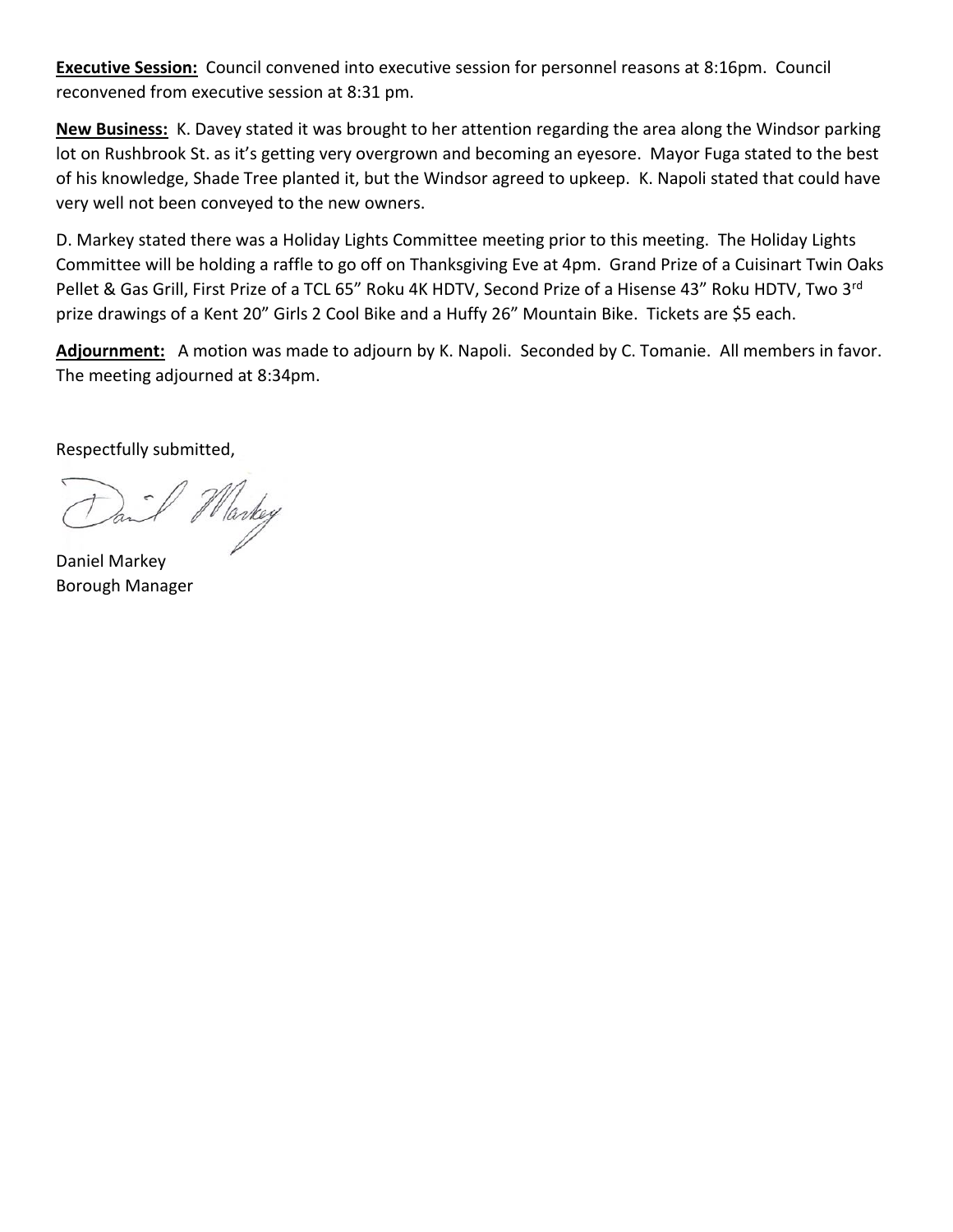**Executive Session:** Council convened into executive session for personnel reasons at 8:16pm. Council reconvened from executive session at 8:31 pm.

**New Business:** K. Davey stated it was brought to her attention regarding the area along the Windsor parking lot on Rushbrook St. as it's getting very overgrown and becoming an eyesore. Mayor Fuga stated to the best of his knowledge, Shade Tree planted it, but the Windsor agreed to upkeep. K. Napoli stated that could have very well not been conveyed to the new owners.

D. Markey stated there was a Holiday Lights Committee meeting prior to this meeting. The Holiday Lights Committee will be holding a raffle to go off on Thanksgiving Eve at 4pm. Grand Prize of a Cuisinart Twin Oaks Pellet & Gas Grill, First Prize of a TCL 65" Roku 4K HDTV, Second Prize of a Hisense 43" Roku HDTV, Two 3rd prize drawings of a Kent 20" Girls 2 Cool Bike and a Huffy 26" Mountain Bike. Tickets are $5 each.

**Adjournment:** A motion was made to adjourn by K. Napoli. Seconded by C. Tomanie. All members in favor. The meeting adjourned at 8:34pm.

Respectfully submitted,

Daniel Markey
Borough Manager